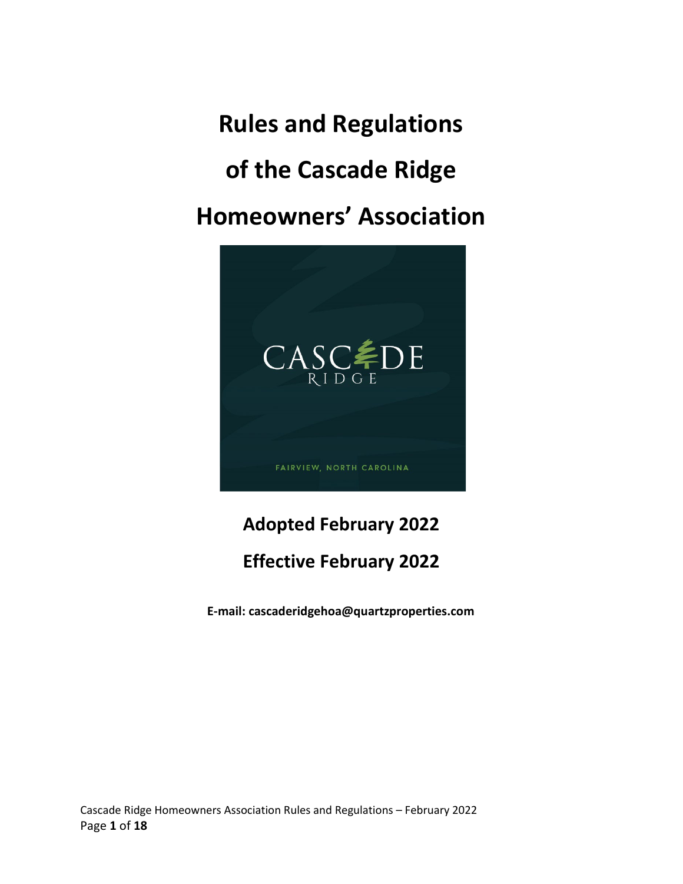# Rules and Regulations

# of the Cascade Ridge

# Homeowners' Association

CASCADE RIDGE

FAIRVIEW, NORTH CAROLINA

## Adopted February 2022

## Effective February 2022

**E-mail: cascaderidgehoa@quartzproperties.com**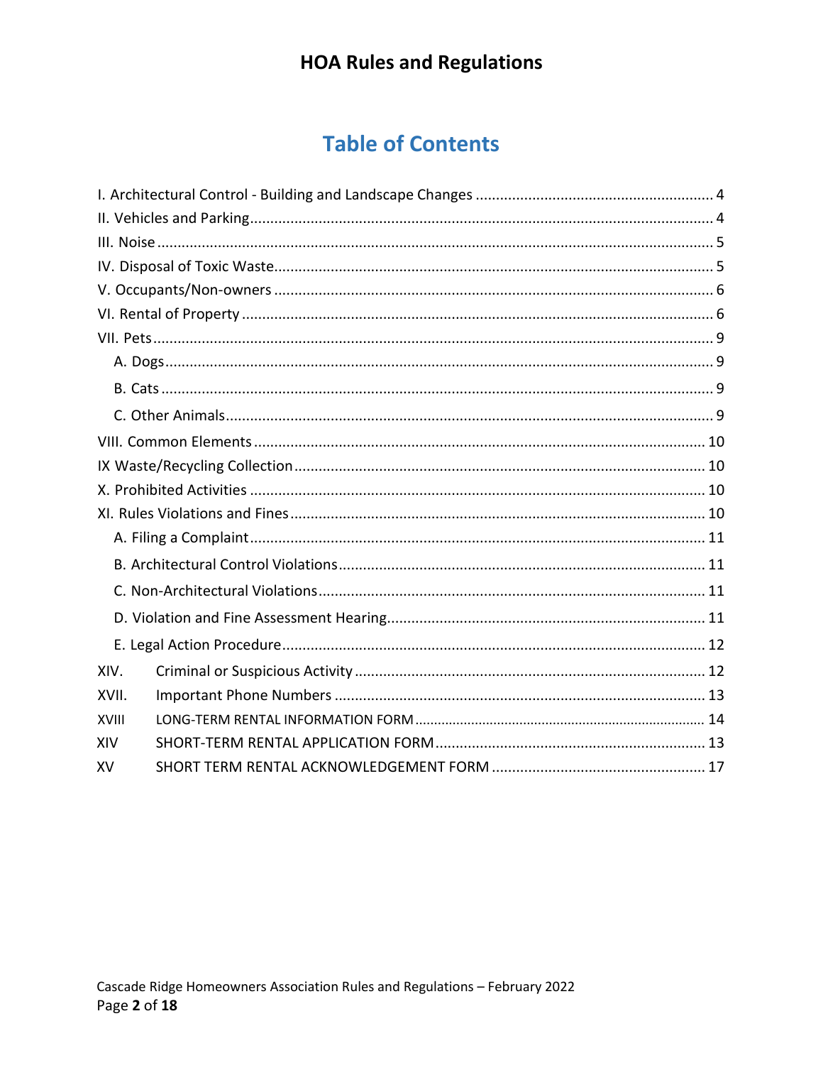# HOA Rules and Regulations

## Table of Contents

I. Architectural Control - Building and Landscape Changes ............ 4
II. Vehicles and Parking ............ 4
III. Noise ............ 5
IV. Disposal of Toxic Waste ............ 5
V. Occupants/Non-owners ............ 6
VI. Rental of Property ............ 6
VII. Pets ............ 9
- A. Dogs ............ 9
- B. Cats ............ 9
- C. Other Animals ............ 9

VIII. Common Elements ............ 10
IX Waste/Recycling Collection ............ 10
X. Prohibited Activities ............ 10
XI. Rules Violations and Fines ............ 10
- A. Filing a Complaint ............ 11
- B. Architectural Control Violations ............ 11
- C. Non-Architectural Violations ............ 11
- D. Violation and Fine Assessment Hearing ............ 11
- E. Legal Action Procedure ............ 12

XIV. Criminal or Suspicious Activity ............ 12
XVII. Important Phone Numbers ............ 13
XVIII LONG-TERM RENTAL INFORMATION FORM ............ 14
XIV SHORT-TERM RENTAL APPLICATION FORM ............ 13
XV SHORT TERM RENTAL ACKNOWLEDGEMENT FORM ............ 17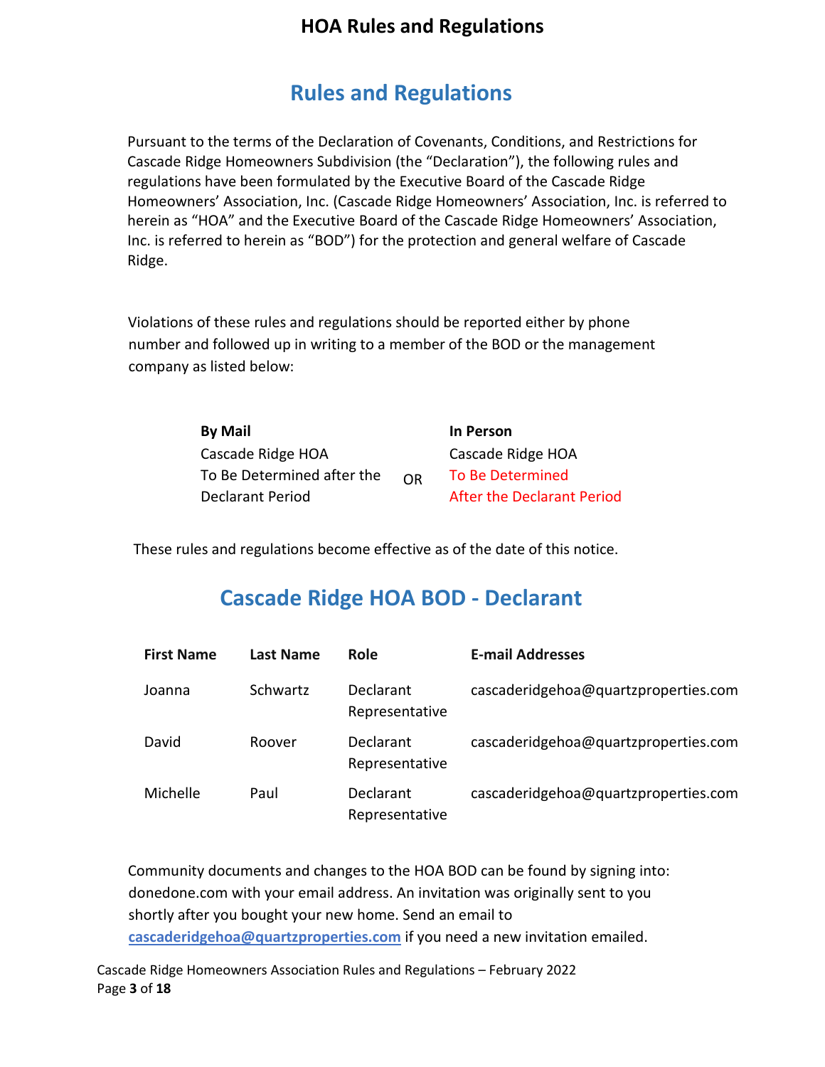# Rules and Regulations

Pursuant to the terms of the Declaration of Covenants, Conditions, and Restrictions for Cascade Ridge Homeowners Subdivision (the "Declaration"), the following rules and regulations have been formulated by the Executive Board of the Cascade Ridge Homeowners' Association, Inc. (Cascade Ridge Homeowners' Association, Inc. is referred to herein as "HOA" and the Executive Board of the Cascade Ridge Homeowners' Association, Inc. is referred to herein as "BOD") for the protection and general welfare of Cascade Ridge.

Violations of these rules and regulations should be reported either by phone number and followed up in writing to a member of the BOD or the management company as listed below:

| **By Mail** | | **In Person** |
|---|---|---|
| Cascade Ridge HOA | | Cascade Ridge HOA |
| To Be Determined after the Declarant Period | OR | To Be Determined After the Declarant Period |

These rules and regulations become effective as of the date of this notice.

## Cascade Ridge HOA BOD - Declarant

| First Name | Last Name | Role | E-mail Addresses |
|---|---|---|---|
| Joanna | Schwartz | Declarant Representative | cascaderidgehoa@quartzproperties.com |
| David | Roover | Declarant Representative | cascaderidgehoa@quartzproperties.com |
| Michelle | Paul | Declarant Representative | cascaderidgehoa@quartzproperties.com |

Community documents and changes to the HOA BOD can be found by signing into: donedone.com with your email address. An invitation was originally sent to you shortly after you bought your new home. Send an email to **cascaderidgehoa@quartzproperties.com** if you need a new invitation emailed.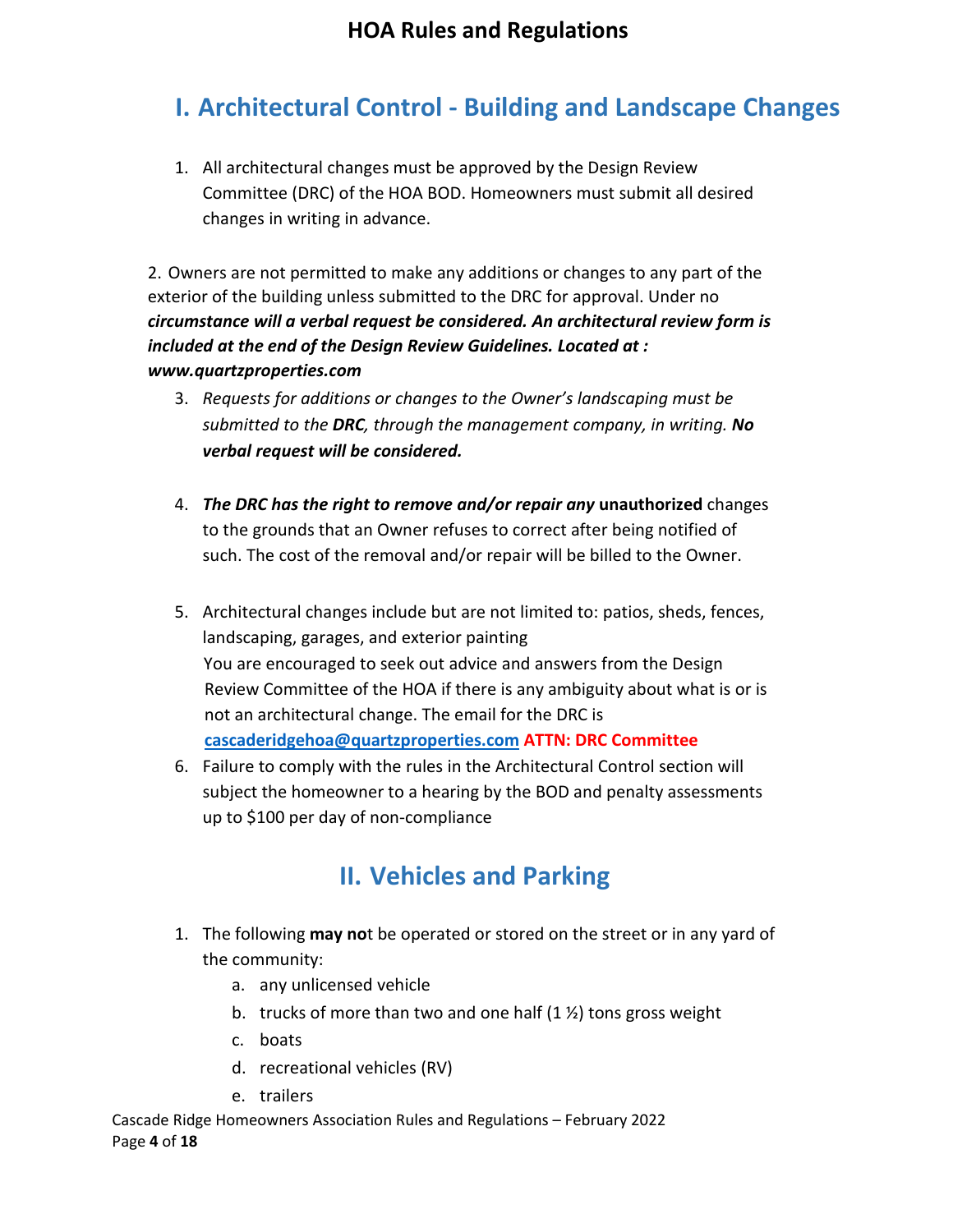# I. Architectural Control - Building and Landscape Changes

1. All architectural changes must be approved by the Design Review Committee (DRC) of the HOA BOD. Homeowners must submit all desired changes in writing in advance.

2. Owners are not permitted to make any additions or changes to any part of the exterior of the building unless submitted to the DRC for approval. Under no ***circumstance will a verbal request be considered. An architectural review form is included at the end of the Design Review Guidelines. Located at : www.quartzproperties.com***

3. *Requests for additions or changes to the Owner's landscaping must be submitted to the* ***DRC****, through the management company, in writing.* ***No verbal request will be considered.***

4. ***The DRC has the right to remove and/or repair any*** **unauthorized** changes to the grounds that an Owner refuses to correct after being notified of such. The cost of the removal and/or repair will be billed to the Owner.

5. Architectural changes include but are not limited to: patios, sheds, fences, landscaping, garages, and exterior painting
   You are encouraged to seek out advice and answers from the Design Review Committee of the HOA if there is any ambiguity about what is or is not an architectural change. The email for the DRC is cascaderidgehoa@quartzproperties.com **ATTN: DRC Committee**

6. Failure to comply with the rules in the Architectural Control section will subject the homeowner to a hearing by the BOD and penalty assessments up to $100 per day of non-compliance

# II. Vehicles and Parking

1. The following **may no**t be operated or stored on the street or in any yard of the community:
   a. any unlicensed vehicle
   b. trucks of more than two and one half (1 ½) tons gross weight
   c. boats
   d. recreational vehicles (RV)
   e. trailers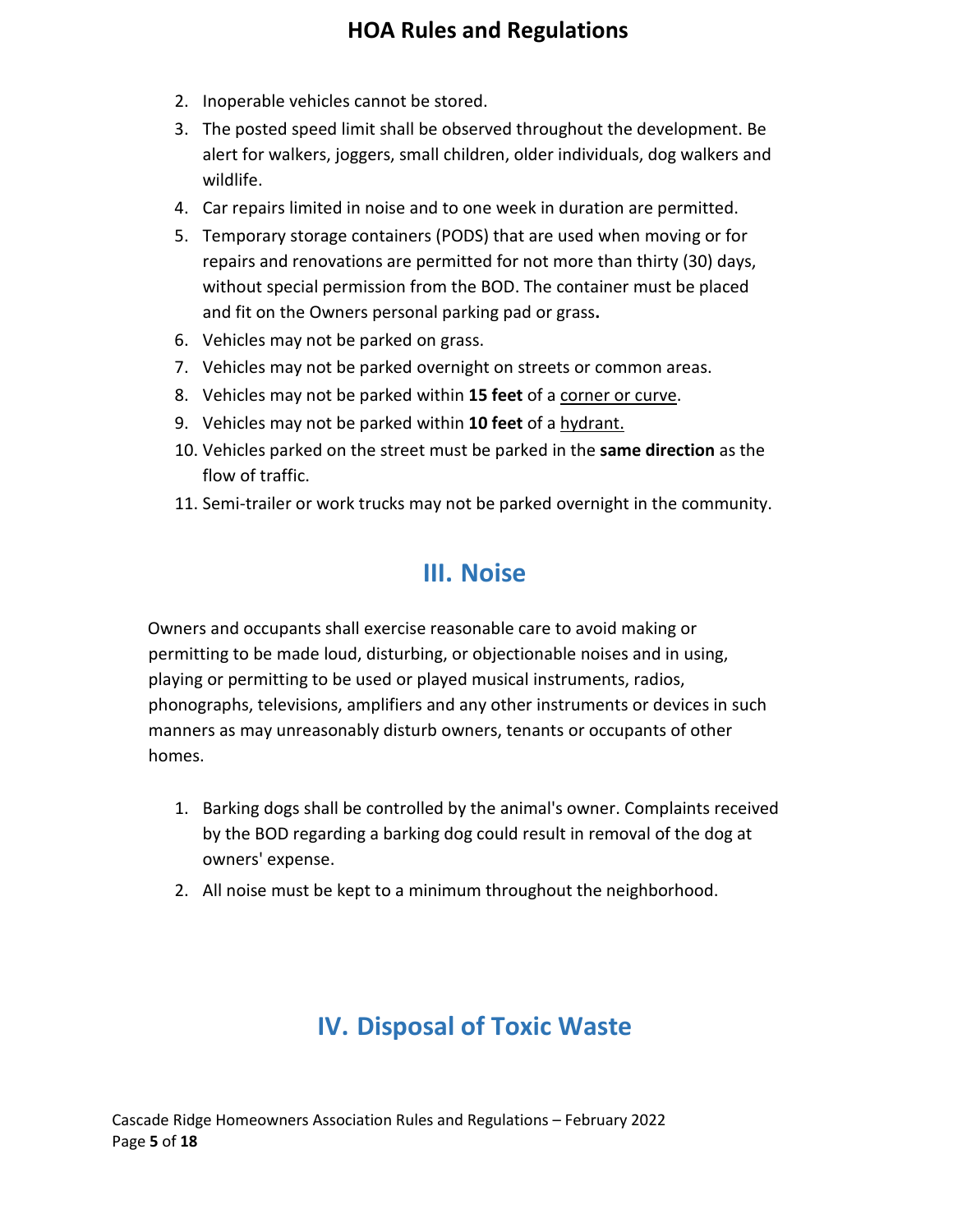2. Inoperable vehicles cannot be stored.
3. The posted speed limit shall be observed throughout the development. Be alert for walkers, joggers, small children, older individuals, dog walkers and wildlife.
4. Car repairs limited in noise and to one week in duration are permitted.
5. Temporary storage containers (PODS) that are used when moving or for repairs and renovations are permitted for not more than thirty (30) days, without special permission from the BOD. The container must be placed and fit on the Owners personal parking pad or grass**.**
6. Vehicles may not be parked on grass.
7. Vehicles may not be parked overnight on streets or common areas.
8. Vehicles may not be parked within **15 feet** of a <u>corner or curve</u>.
9. Vehicles may not be parked within **10 feet** of a <u>hydrant.</u>
10. Vehicles parked on the street must be parked in the **same direction** as the flow of traffic.
11. Semi-trailer or work trucks may not be parked overnight in the community.

## III. Noise

Owners and occupants shall exercise reasonable care to avoid making or permitting to be made loud, disturbing, or objectionable noises and in using, playing or permitting to be used or played musical instruments, radios, phonographs, televisions, amplifiers and any other instruments or devices in such manners as may unreasonably disturb owners, tenants or occupants of other homes.

1. Barking dogs shall be controlled by the animal's owner. Complaints received by the BOD regarding a barking dog could result in removal of the dog at owners' expense.
2. All noise must be kept to a minimum throughout the neighborhood.

## IV. Disposal of Toxic Waste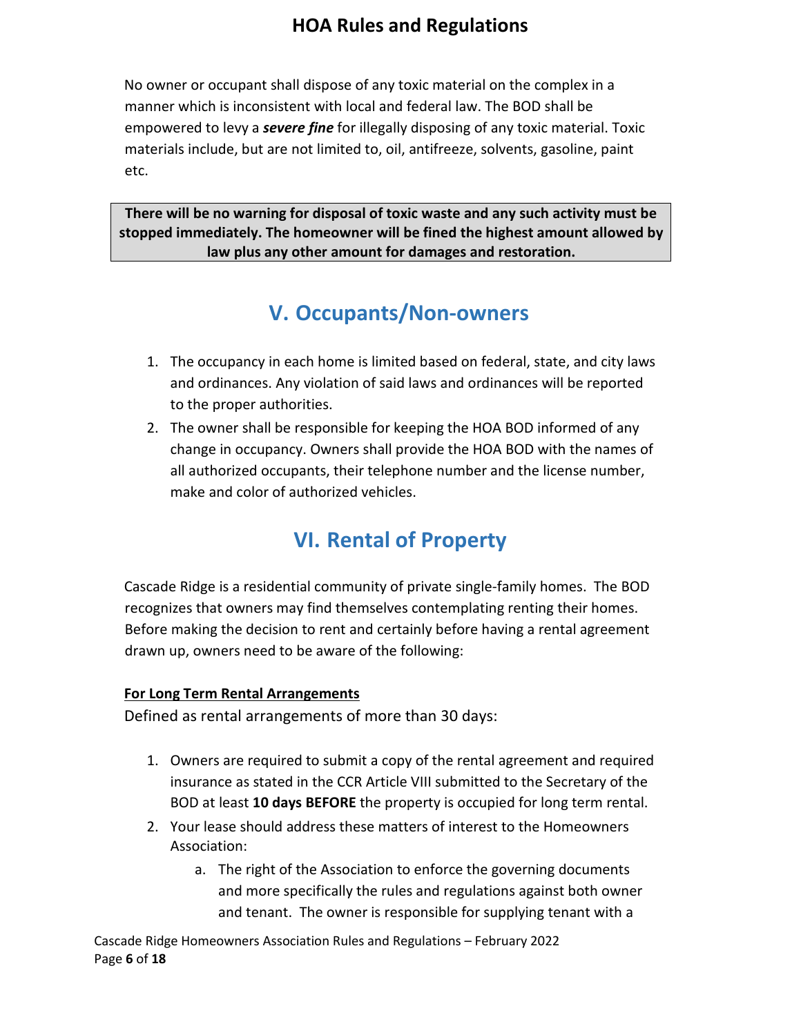No owner or occupant shall dispose of any toxic material on the complex in a manner which is inconsistent with local and federal law. The BOD shall be empowered to levy a ***severe fine*** for illegally disposing of any toxic material. Toxic materials include, but are not limited to, oil, antifreeze, solvents, gasoline, paint etc.

**There will be no warning for disposal of toxic waste and any such activity must be stopped immediately. The homeowner will be fined the highest amount allowed by law plus any other amount for damages and restoration.**

## V. Occupants/Non-owners

1. The occupancy in each home is limited based on federal, state, and city laws and ordinances. Any violation of said laws and ordinances will be reported to the proper authorities.
2. The owner shall be responsible for keeping the HOA BOD informed of any change in occupancy. Owners shall provide the HOA BOD with the names of all authorized occupants, their telephone number and the license number, make and color of authorized vehicles.

## VI. Rental of Property

Cascade Ridge is a residential community of private single-family homes. The BOD recognizes that owners may find themselves contemplating renting their homes. Before making the decision to rent and certainly before having a rental agreement drawn up, owners need to be aware of the following:

**<u>For Long Term Rental Arrangements</u>**

Defined as rental arrangements of more than 30 days:

1. Owners are required to submit a copy of the rental agreement and required insurance as stated in the CCR Article VIII submitted to the Secretary of the BOD at least **10 days BEFORE** the property is occupied for long term rental.
2. Your lease should address these matters of interest to the Homeowners Association:
    a. The right of the Association to enforce the governing documents and more specifically the rules and regulations against both owner and tenant. The owner is responsible for supplying tenant with a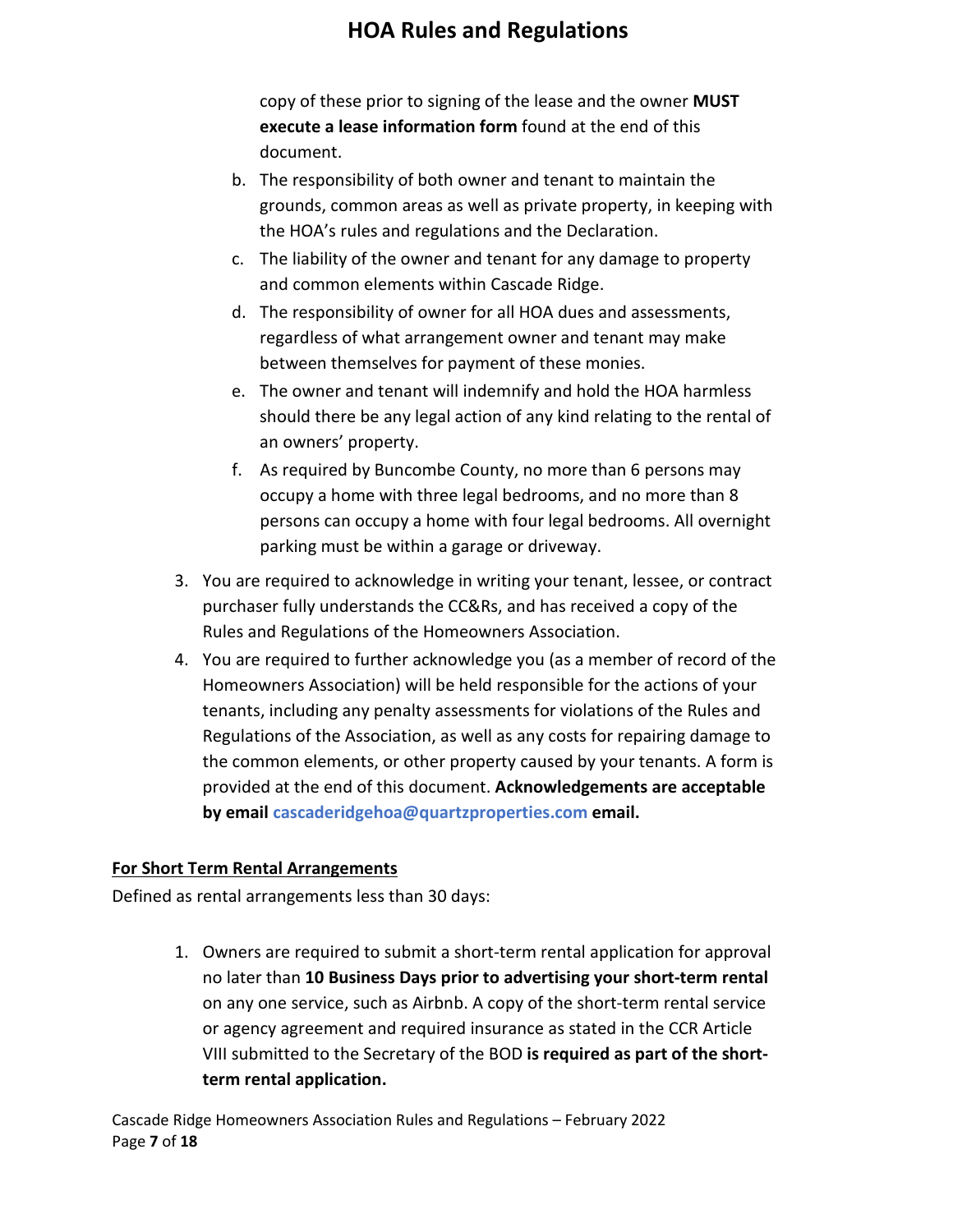copy of these prior to signing of the lease and the owner **MUST execute a lease information form** found at the end of this document.

   b. The responsibility of both owner and tenant to maintain the grounds, common areas as well as private property, in keeping with the HOA's rules and regulations and the Declaration.
   c. The liability of the owner and tenant for any damage to property and common elements within Cascade Ridge.
   d. The responsibility of owner for all HOA dues and assessments, regardless of what arrangement owner and tenant may make between themselves for payment of these monies.
   e. The owner and tenant will indemnify and hold the HOA harmless should there be any legal action of any kind relating to the rental of an owners' property.
   f. As required by Buncombe County, no more than 6 persons may occupy a home with three legal bedrooms, and no more than 8 persons can occupy a home with four legal bedrooms. All overnight parking must be within a garage or driveway.

3. You are required to acknowledge in writing your tenant, lessee, or contract purchaser fully understands the CC&Rs, and has received a copy of the Rules and Regulations of the Homeowners Association.
4. You are required to further acknowledge you (as a member of record of the Homeowners Association) will be held responsible for the actions of your tenants, including any penalty assessments for violations of the Rules and Regulations of the Association, as well as any costs for repairing damage to the common elements, or other property caused by your tenants. A form is provided at the end of this document. **Acknowledgements are acceptable by email cascaderidgehoa@quartzproperties.com email.**

**For Short Term Rental Arrangements**

Defined as rental arrangements less than 30 days:

1. Owners are required to submit a short-term rental application for approval no later than **10 Business Days prior to advertising your short-term rental** on any one service, such as Airbnb. A copy of the short-term rental service or agency agreement and required insurance as stated in the CCR Article VIII submitted to the Secretary of the BOD **is required as part of the short-term rental application.**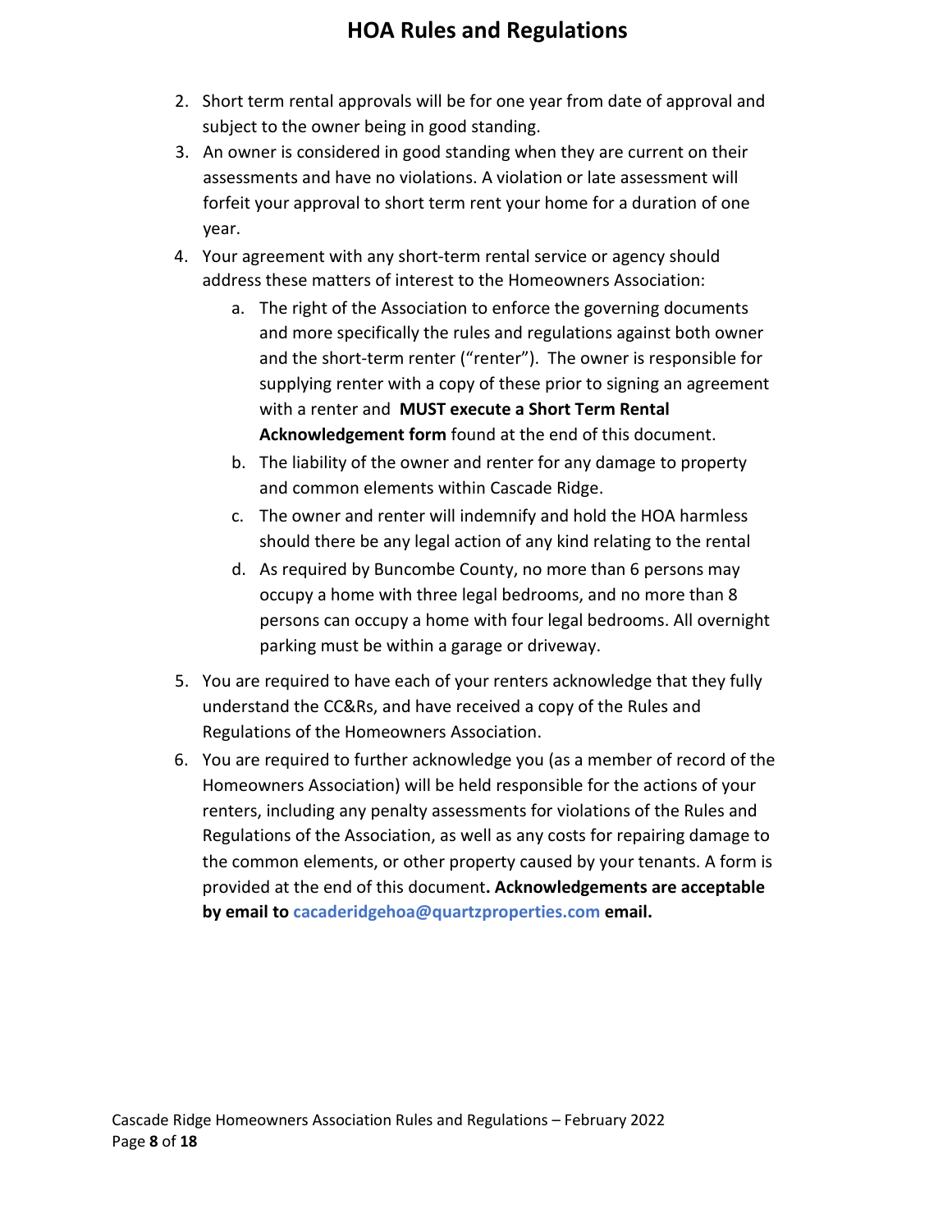2. Short term rental approvals will be for one year from date of approval and subject to the owner being in good standing.
3. An owner is considered in good standing when they are current on their assessments and have no violations. A violation or late assessment will forfeit your approval to short term rent your home for a duration of one year.
4. Your agreement with any short-term rental service or agency should address these matters of interest to the Homeowners Association:
   a. The right of the Association to enforce the governing documents and more specifically the rules and regulations against both owner and the short-term renter ("renter"). The owner is responsible for supplying renter with a copy of these prior to signing an agreement with a renter and **MUST execute a Short Term Rental Acknowledgement form** found at the end of this document.
   b. The liability of the owner and renter for any damage to property and common elements within Cascade Ridge.
   c. The owner and renter will indemnify and hold the HOA harmless should there be any legal action of any kind relating to the rental
   d. As required by Buncombe County, no more than 6 persons may occupy a home with three legal bedrooms, and no more than 8 persons can occupy a home with four legal bedrooms. All overnight parking must be within a garage or driveway.
5. You are required to have each of your renters acknowledge that they fully understand the CC&Rs, and have received a copy of the Rules and Regulations of the Homeowners Association.
6. You are required to further acknowledge you (as a member of record of the Homeowners Association) will be held responsible for the actions of your renters, including any penalty assessments for violations of the Rules and Regulations of the Association, as well as any costs for repairing damage to the common elements, or other property caused by your tenants. A form is provided at the end of this document**. Acknowledgements are acceptable by email to cacaderidgehoa@quartzproperties.com email.**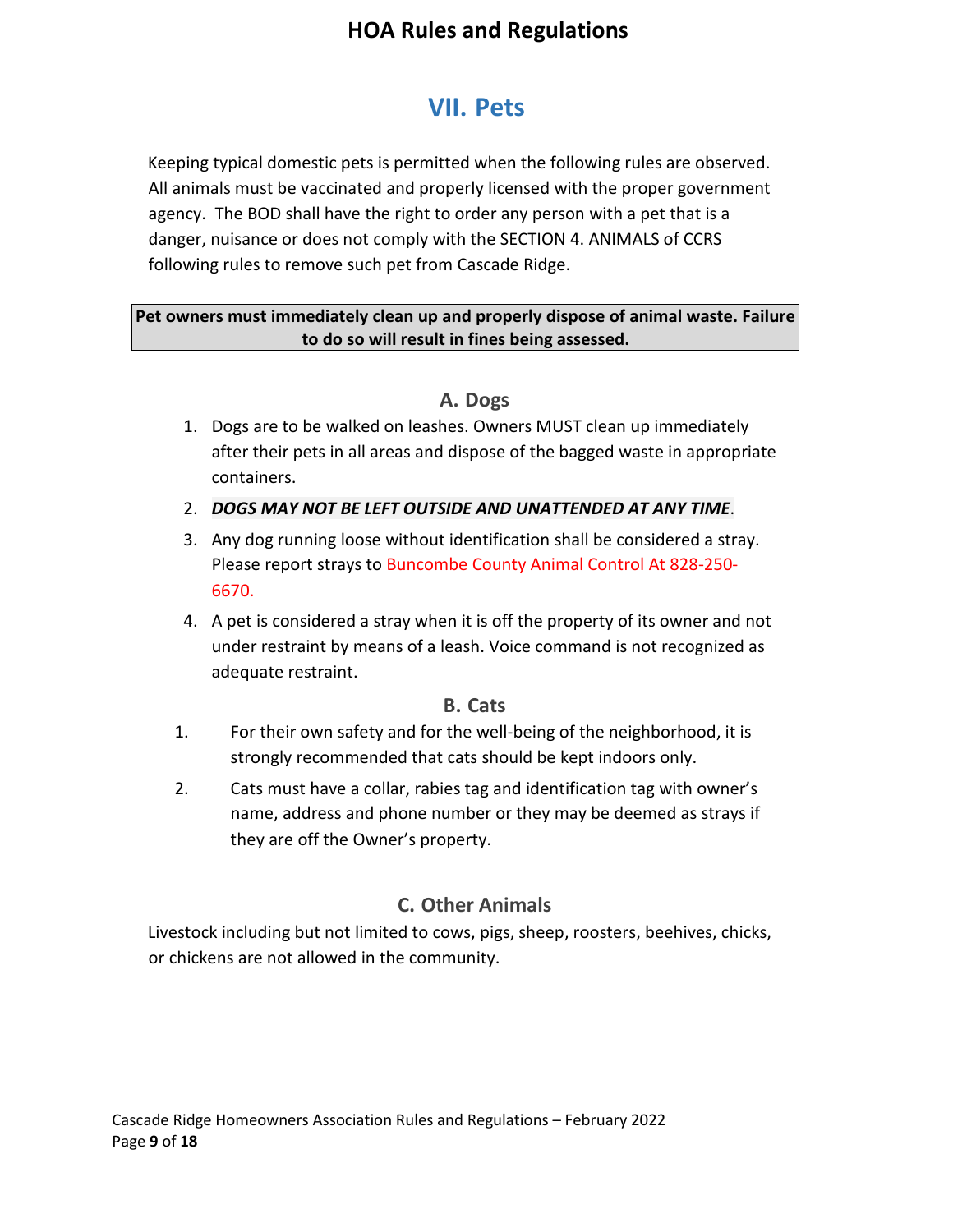## VII. Pets

Keeping typical domestic pets is permitted when the following rules are observed. All animals must be vaccinated and properly licensed with the proper government agency. The BOD shall have the right to order any person with a pet that is a danger, nuisance or does not comply with the SECTION 4. ANIMALS of CCRS following rules to remove such pet from Cascade Ridge.

**Pet owners must immediately clean up and properly dispose of animal waste. Failure to do so will result in fines being assessed.**

### A. Dogs

1. Dogs are to be walked on leashes. Owners MUST clean up immediately after their pets in all areas and dispose of the bagged waste in appropriate containers.
2. ***DOGS MAY NOT BE LEFT OUTSIDE AND UNATTENDED AT ANY TIME***.
3. Any dog running loose without identification shall be considered a stray. Please report strays to Buncombe County Animal Control At 828-250-6670.
4. A pet is considered a stray when it is off the property of its owner and not under restraint by means of a leash. Voice command is not recognized as adequate restraint.

### B. Cats

1. For their own safety and for the well-being of the neighborhood, it is strongly recommended that cats should be kept indoors only.
2. Cats must have a collar, rabies tag and identification tag with owner's name, address and phone number or they may be deemed as strays if they are off the Owner's property.

### C. Other Animals

Livestock including but not limited to cows, pigs, sheep, roosters, beehives, chicks, or chickens are not allowed in the community.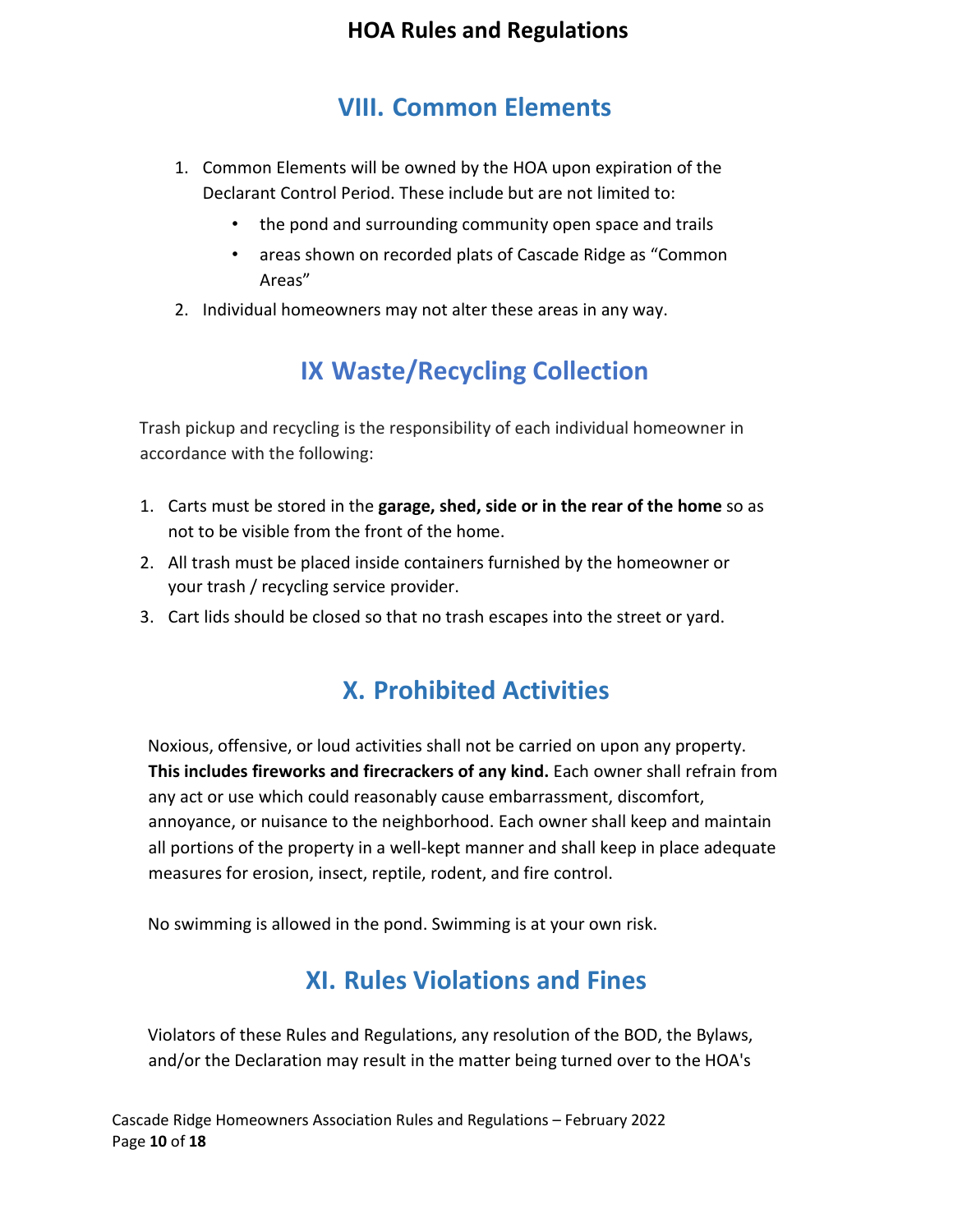## VIII. Common Elements

1. Common Elements will be owned by the HOA upon expiration of the Declarant Control Period. These include but are not limited to:
   - the pond and surrounding community open space and trails
   - areas shown on recorded plats of Cascade Ridge as "Common Areas"
2. Individual homeowners may not alter these areas in any way.

## IX Waste/Recycling Collection

Trash pickup and recycling is the responsibility of each individual homeowner in accordance with the following:

1. Carts must be stored in the **garage, shed, side or in the rear of the home** so as not to be visible from the front of the home.
2. All trash must be placed inside containers furnished by the homeowner or your trash / recycling service provider.
3. Cart lids should be closed so that no trash escapes into the street or yard.

## X. Prohibited Activities

Noxious, offensive, or loud activities shall not be carried on upon any property. **This includes fireworks and firecrackers of any kind.** Each owner shall refrain from any act or use which could reasonably cause embarrassment, discomfort, annoyance, or nuisance to the neighborhood. Each owner shall keep and maintain all portions of the property in a well-kept manner and shall keep in place adequate measures for erosion, insect, reptile, rodent, and fire control.

No swimming is allowed in the pond. Swimming is at your own risk.

## XI. Rules Violations and Fines

Violators of these Rules and Regulations, any resolution of the BOD, the Bylaws, and/or the Declaration may result in the matter being turned over to the HOA's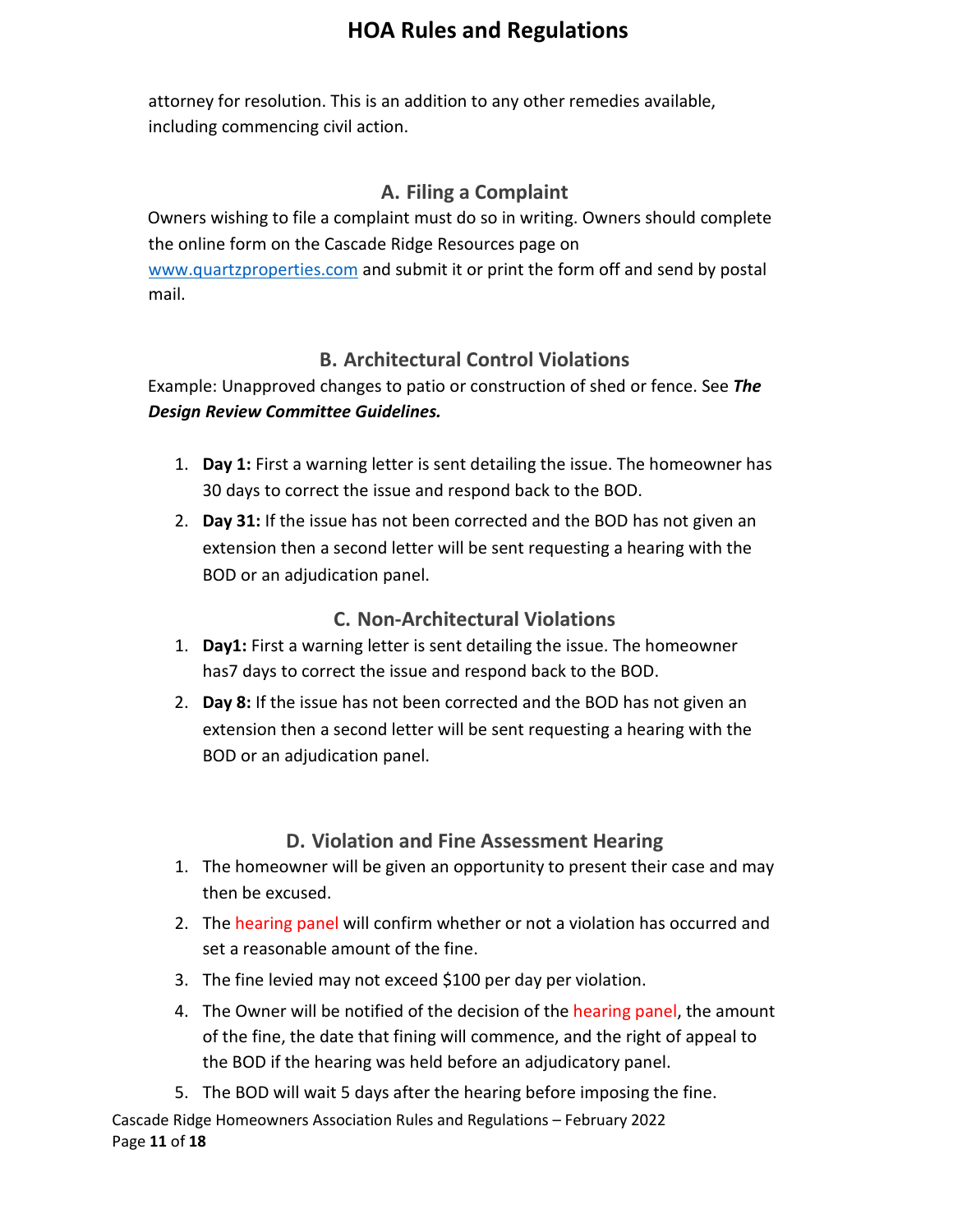attorney for resolution. This is an addition to any other remedies available, including commencing civil action.

### A. Filing a Complaint

Owners wishing to file a complaint must do so in writing. Owners should complete the online form on the Cascade Ridge Resources page on [www.quartzproperties.com](http://www.quartzproperties.com) and submit it or print the form off and send by postal mail.

### B. Architectural Control Violations

Example: Unapproved changes to patio or construction of shed or fence. See ***The Design Review Committee Guidelines.***

1. **Day 1:** First a warning letter is sent detailing the issue. The homeowner has 30 days to correct the issue and respond back to the BOD.
2. **Day 31:** If the issue has not been corrected and the BOD has not given an extension then a second letter will be sent requesting a hearing with the BOD or an adjudication panel.

### C. Non-Architectural Violations

1. **Day1:** First a warning letter is sent detailing the issue. The homeowner has7 days to correct the issue and respond back to the BOD.
2. **Day 8:** If the issue has not been corrected and the BOD has not given an extension then a second letter will be sent requesting a hearing with the BOD or an adjudication panel.

### D. Violation and Fine Assessment Hearing

1. The homeowner will be given an opportunity to present their case and may then be excused.
2. The hearing panel will confirm whether or not a violation has occurred and set a reasonable amount of the fine.
3. The fine levied may not exceed $100 per day per violation.
4. The Owner will be notified of the decision of the hearing panel, the amount of the fine, the date that fining will commence, and the right of appeal to the BOD if the hearing was held before an adjudicatory panel.
5. The BOD will wait 5 days after the hearing before imposing the fine.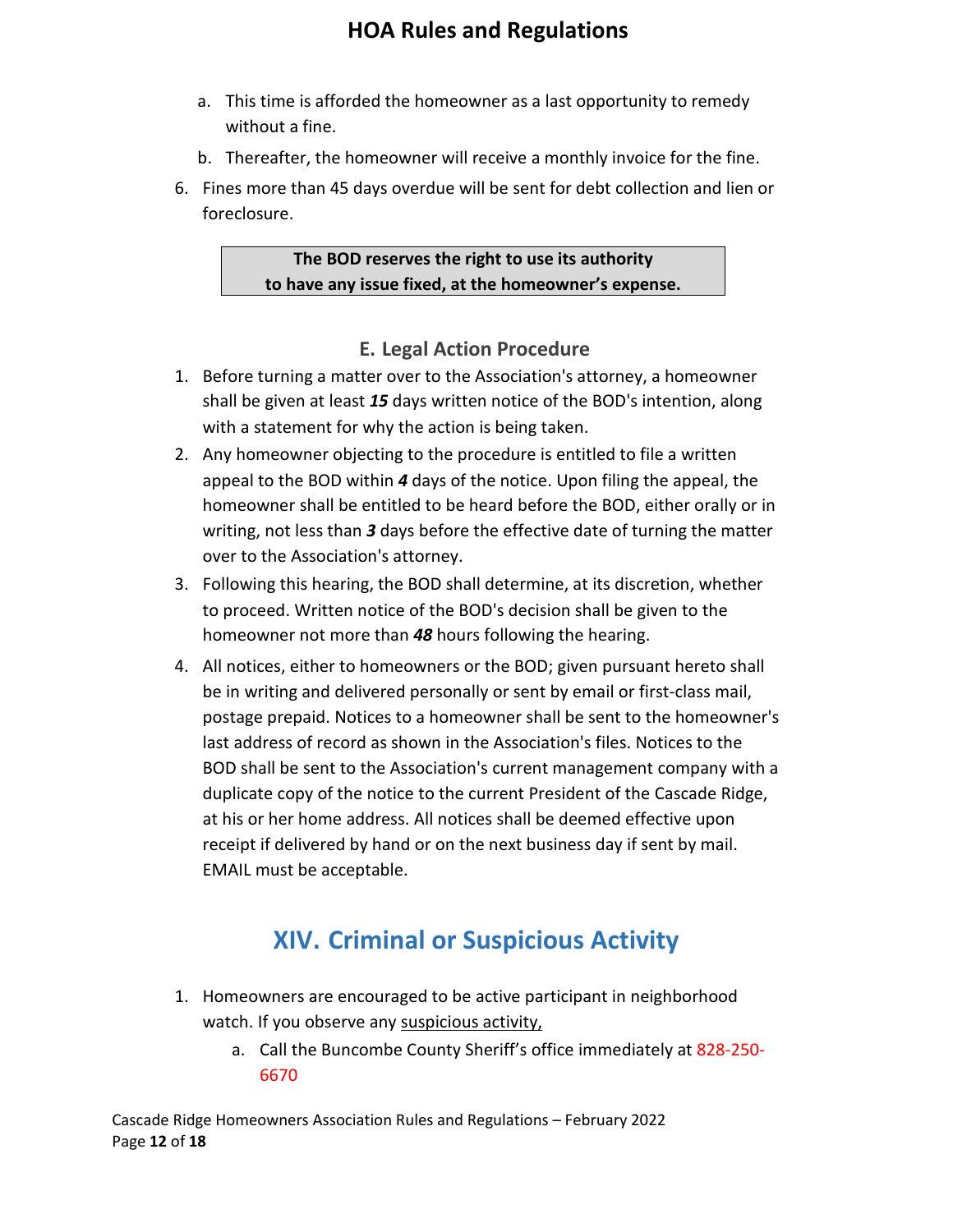a. This time is afforded the homeowner as a last opportunity to remedy without a fine.
   b. Thereafter, the homeowner will receive a monthly invoice for the fine.

6. Fines more than 45 days overdue will be sent for debt collection and lien or foreclosure.

**The BOD reserves the right to use its authority to have any issue fixed, at the homeowner's expense.**

### E. Legal Action Procedure

1. Before turning a matter over to the Association's attorney, a homeowner shall be given at least ***15*** days written notice of the BOD's intention, along with a statement for why the action is being taken.
2. Any homeowner objecting to the procedure is entitled to file a written appeal to the BOD within ***4*** days of the notice. Upon filing the appeal, the homeowner shall be entitled to be heard before the BOD, either orally or in writing, not less than ***3*** days before the effective date of turning the matter over to the Association's attorney.
3. Following this hearing, the BOD shall determine, at its discretion, whether to proceed. Written notice of the BOD's decision shall be given to the homeowner not more than ***48*** hours following the hearing.
4. All notices, either to homeowners or the BOD; given pursuant hereto shall be in writing and delivered personally or sent by email or first-class mail, postage prepaid. Notices to a homeowner shall be sent to the homeowner's last address of record as shown in the Association's files. Notices to the BOD shall be sent to the Association's current management company with a duplicate copy of the notice to the current President of the Cascade Ridge, at his or her home address. All notices shall be deemed effective upon receipt if delivered by hand or on the next business day if sent by mail. EMAIL must be acceptable.

## XIV. Criminal or Suspicious Activity

1. Homeowners are encouraged to be active participant in neighborhood watch. If you observe any suspicious activity,
   a. Call the Buncombe County Sheriff's office immediately at 828-250-6670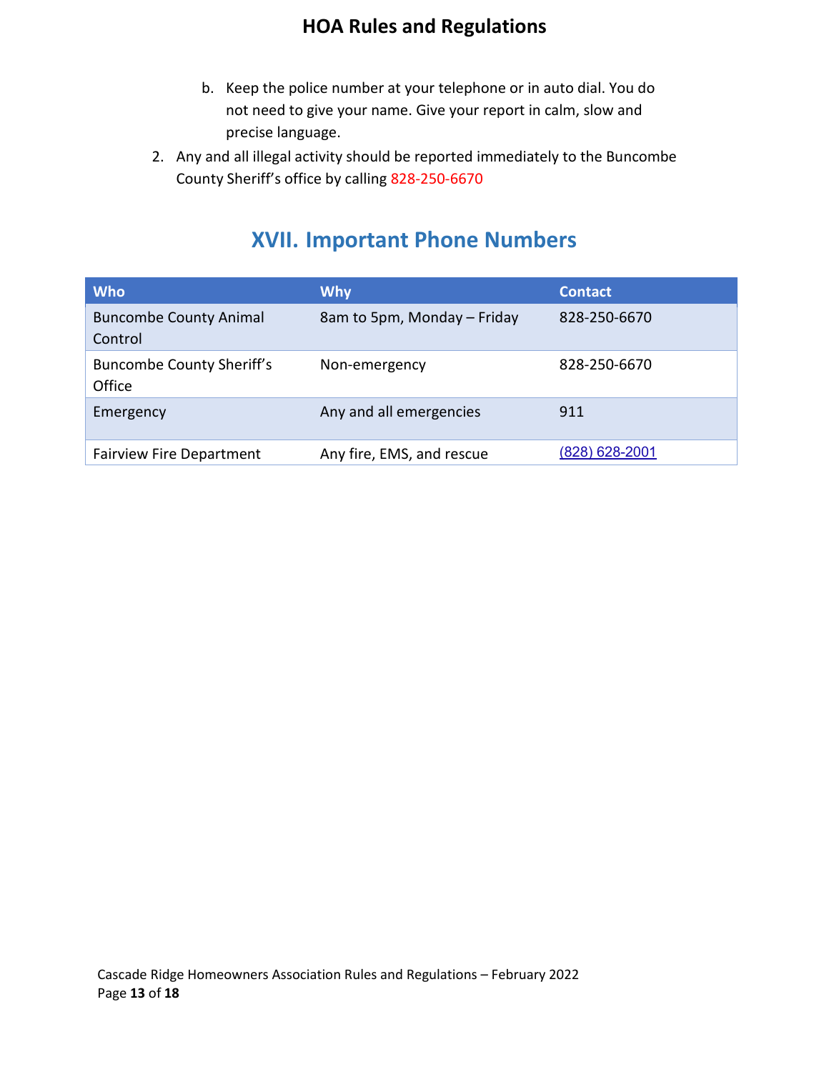b. Keep the police number at your telephone or in auto dial. You do not need to give your name. Give your report in calm, slow and precise language.

2. Any and all illegal activity should be reported immediately to the Buncombe County Sheriff's office by calling 828-250-6670

## XVII. Important Phone Numbers

| Who | Why | Contact |
|---|---|---|
| Buncombe County Animal Control | 8am to 5pm, Monday – Friday | 828-250-6670 |
| Buncombe County Sheriff's Office | Non-emergency | 828-250-6670 |
| Emergency | Any and all emergencies | 911 |
| Fairview Fire Department | Any fire, EMS, and rescue | (828) 628-2001 |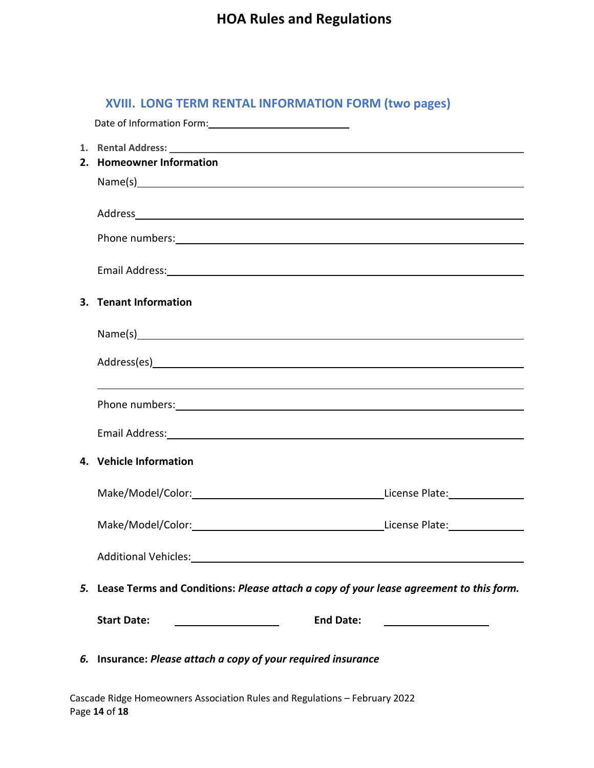## XVIII. LONG TERM RENTAL INFORMATION FORM (two pages)

Date of Information Form: ____________________

1. **Rental Address:** ____________________
2. **Homeowner Information**

   Name(s) ____________________

   Address ____________________

   Phone numbers: ____________________

   Email Address: ____________________

3. **Tenant Information**

   Name(s) ____________________

   Address(es) ____________________

   ____________________

   Phone numbers: ____________________

   Email Address: ____________________

4. **Vehicle Information**

   Make/Model/Color: ____________________ License Plate: __________

   Make/Model/Color: ____________________ License Plate: __________

   Additional Vehicles: ____________________

5. **Lease Terms and Conditions:** ***Please attach a copy of your lease agreement to this form.***

   **Start Date:** __________ **End Date:** __________

6. **Insurance:** ***Please attach a copy of your required insurance***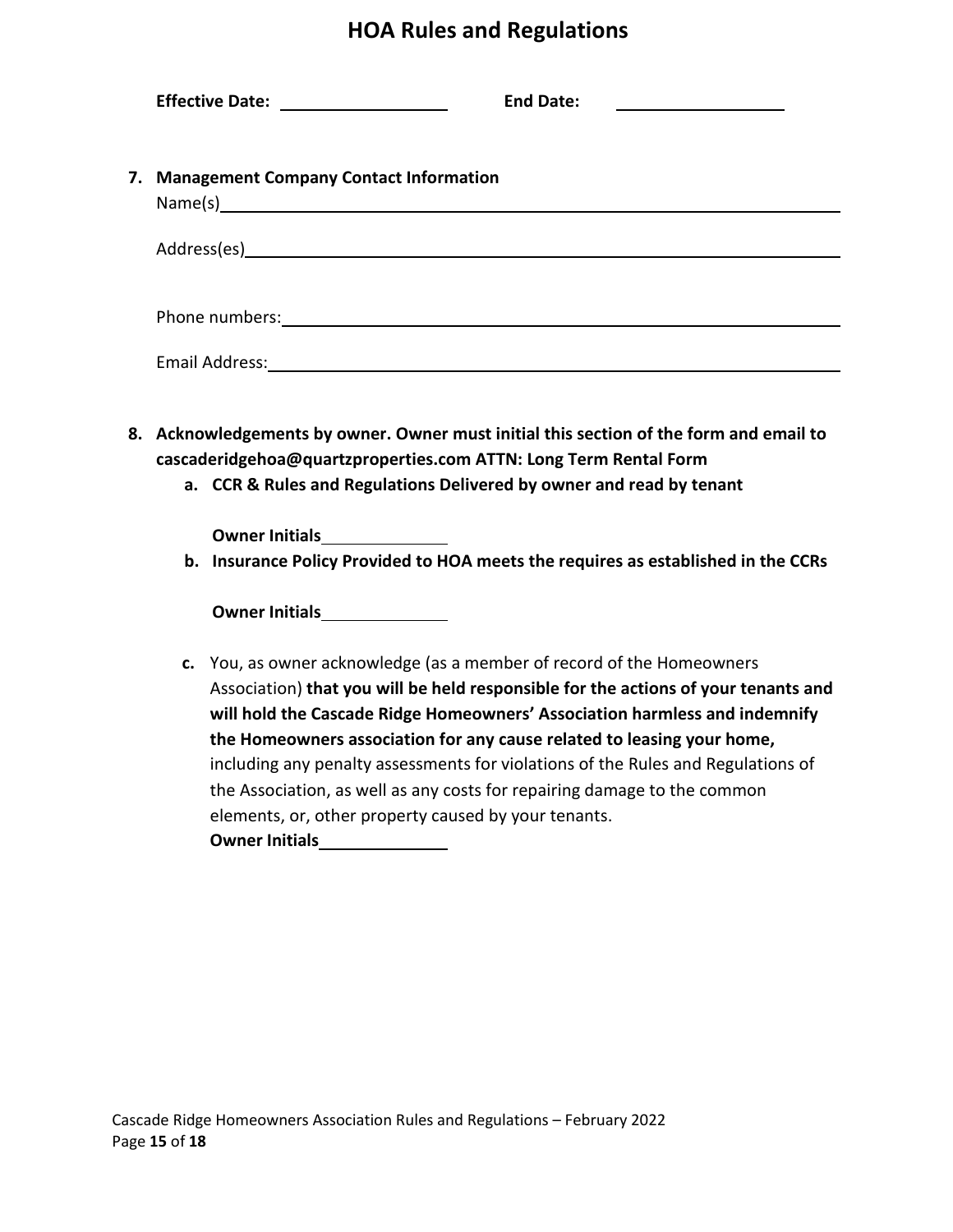# HOA Rules and Regulations

**Effective Date:** ________________ **End Date:** ________________

7. **Management Company Contact Information**
   Name(s)________________________________________________

   Address(es)______________________________________________

   Phone numbers:___________________________________________

   Email Address:____________________________________________

8. **Acknowledgements by owner. Owner must initial this section of the form and email to cascaderidgehoa@quartzproperties.com ATTN: Long Term Rental Form**
   a. **CCR & Rules and Regulations Delivered by owner and read by tenant**

      **Owner Initials**____________

   b. **Insurance Policy Provided to HOA meets the requires as established in the CCRs**

      **Owner Initials**____________

   c. You, as owner acknowledge (as a member of record of the Homeowners Association) **that you will be held responsible for the actions of your tenants and will hold the Cascade Ridge Homeowners' Association harmless and indemnify the Homeowners association for any cause related to leasing your home,** including any penalty assessments for violations of the Rules and Regulations of the Association, as well as any costs for repairing damage to the common elements, or, other property caused by your tenants.
      **Owner Initials**____________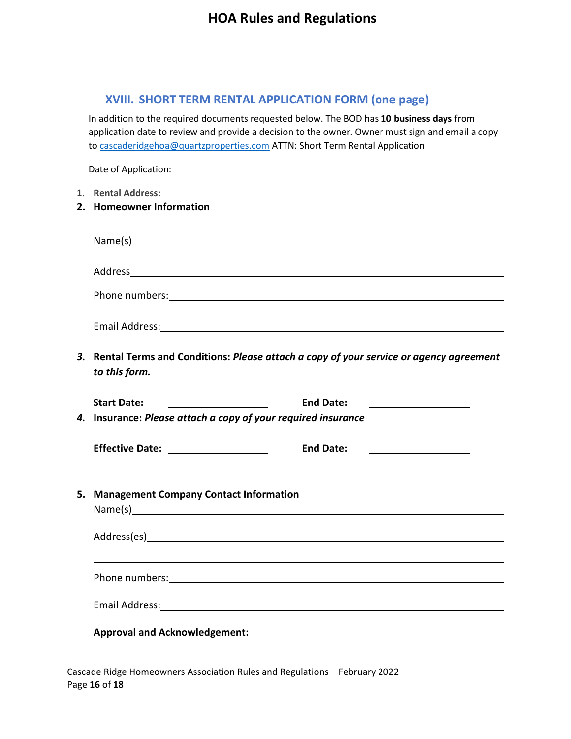## XVIII. SHORT TERM RENTAL APPLICATION FORM (one page)

In addition to the required documents requested below. The BOD has **10 business days** from application date to review and provide a decision to the owner. Owner must sign and email a copy to cascaderidgehoa@quartzproperties.com ATTN: Short Term Rental Application

Date of Application: ______________________________

1. **Rental Address:** ______________________________
2. **Homeowner Information**

   Name(s) ______________________________

   Address ______________________________

   Phone numbers: ______________________________

   Email Address: ______________________________

3. **Rental Terms and Conditions:** ***Please attach a copy of your service or agency agreement to this form.***

   **Start Date:** ______________ **End Date:** ______________

4. **Insurance:** ***Please attach a copy of your required insurance***

   **Effective Date:** ______________ **End Date:** ______________

5. **Management Company Contact Information**

   Name(s) ______________________________

   Address(es) ______________________________

   ______________________________

   Phone numbers: ______________________________

   Email Address: ______________________________

   **Approval and Acknowledgement:**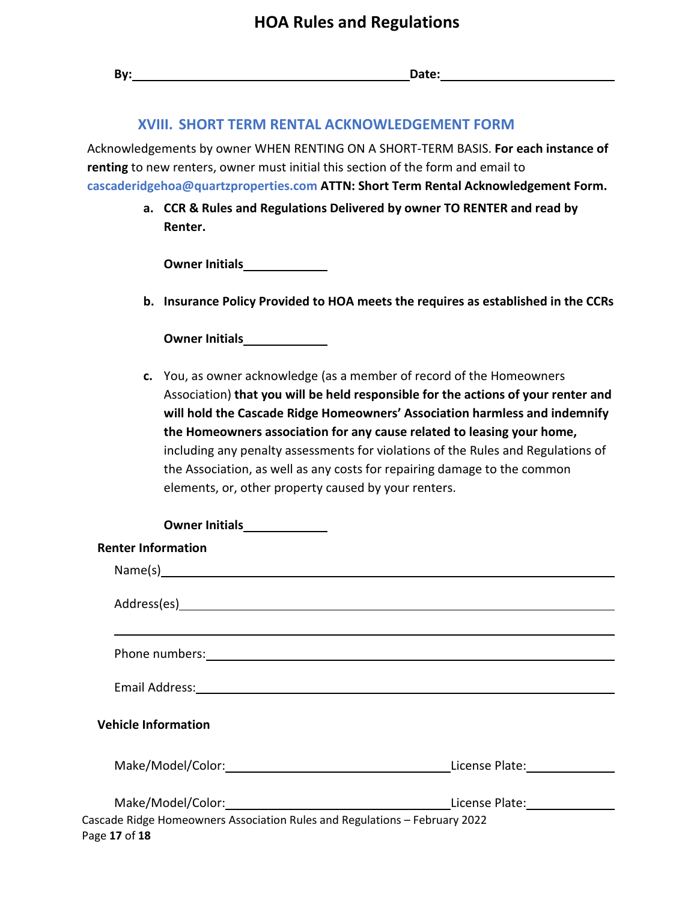**By:**\_\_\_\_\_\_\_\_\_\_\_\_\_\_\_\_\_\_\_\_\_\_\_\_\_\_\_\_\_\_\_\_\_\_\_\_\_\_\_\_**Date:**\_\_\_\_\_\_\_\_\_\_\_\_\_\_\_\_\_\_\_\_\_\_\_\_\_\_

## XVIII. SHORT TERM RENTAL ACKNOWLEDGEMENT FORM

Acknowledgements by owner WHEN RENTING ON A SHORT-TERM BASIS. **For each instance of renting** to new renters, owner must initial this section of the form and email to cascaderidgehoa@quartzproperties.com **ATTN: Short Term Rental Acknowledgement Form.**

a. **CCR & Rules and Regulations Delivered by owner TO RENTER and read by Renter.**

   **Owner Initials**\_\_\_\_\_\_\_\_\_\_\_\_

b. **Insurance Policy Provided to HOA meets the requires as established in the CCRs**

   **Owner Initials**\_\_\_\_\_\_\_\_\_\_\_\_

c. You, as owner acknowledge (as a member of record of the Homeowners Association) **that you will be held responsible for the actions of your renter and will hold the Cascade Ridge Homeowners' Association harmless and indemnify the Homeowners association for any cause related to leasing your home,** including any penalty assessments for violations of the Rules and Regulations of the Association, as well as any costs for repairing damage to the common elements, or, other property caused by your renters.

   **Owner Initials**\_\_\_\_\_\_\_\_\_\_\_\_

**Renter Information**

Name(s)\_\_\_\_\_\_\_\_\_\_\_\_\_\_\_\_\_\_\_\_\_\_\_\_\_\_\_\_\_\_\_\_\_\_\_\_\_\_\_\_\_\_\_\_\_\_\_\_\_\_\_\_\_\_\_\_

Address(es)\_\_\_\_\_\_\_\_\_\_\_\_\_\_\_\_\_\_\_\_\_\_\_\_\_\_\_\_\_\_\_\_\_\_\_\_\_\_\_\_\_\_\_\_\_\_\_\_\_\_\_\_\_\_

\_\_\_\_\_\_\_\_\_\_\_\_\_\_\_\_\_\_\_\_\_\_\_\_\_\_\_\_\_\_\_\_\_\_\_\_\_\_\_\_\_\_\_\_\_\_\_\_\_\_\_\_\_\_\_\_\_\_\_\_\_\_

Phone numbers:\_\_\_\_\_\_\_\_\_\_\_\_\_\_\_\_\_\_\_\_\_\_\_\_\_\_\_\_\_\_\_\_\_\_\_\_\_\_\_\_\_\_\_\_\_\_\_\_\_\_

Email Address:\_\_\_\_\_\_\_\_\_\_\_\_\_\_\_\_\_\_\_\_\_\_\_\_\_\_\_\_\_\_\_\_\_\_\_\_\_\_\_\_\_\_\_\_\_\_\_\_\_\_

**Vehicle Information**

Make/Model/Color:\_\_\_\_\_\_\_\_\_\_\_\_\_\_\_\_\_\_\_\_\_\_\_\_\_\_\_\_\_\_License Plate:\_\_\_\_\_\_\_\_\_\_\_\_

Make/Model/Color:\_\_\_\_\_\_\_\_\_\_\_\_\_\_\_\_\_\_\_\_\_\_\_\_\_\_\_\_\_\_License Plate:\_\_\_\_\_\_\_\_\_\_\_\_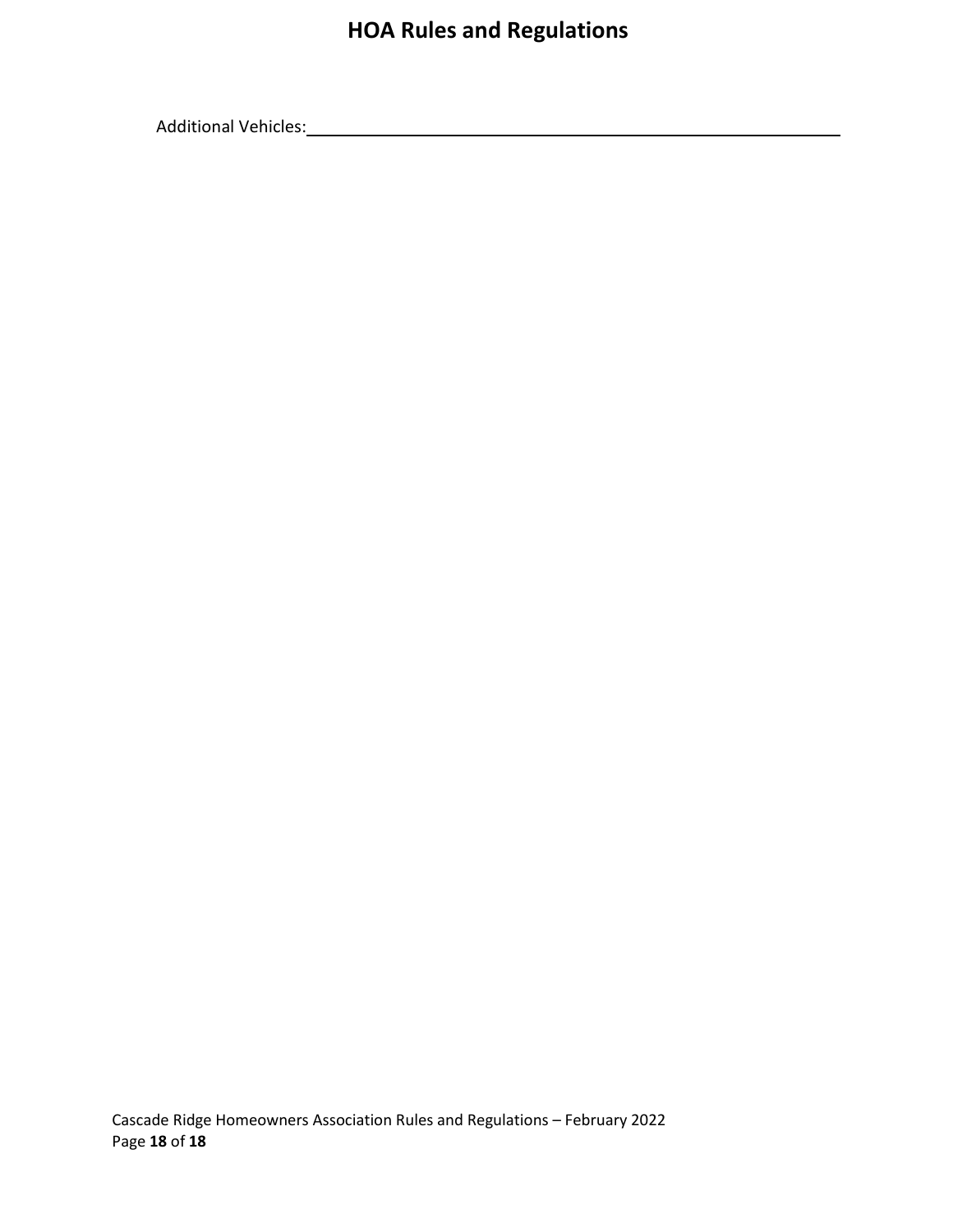Additional Vehicles: ___________________________________________________________